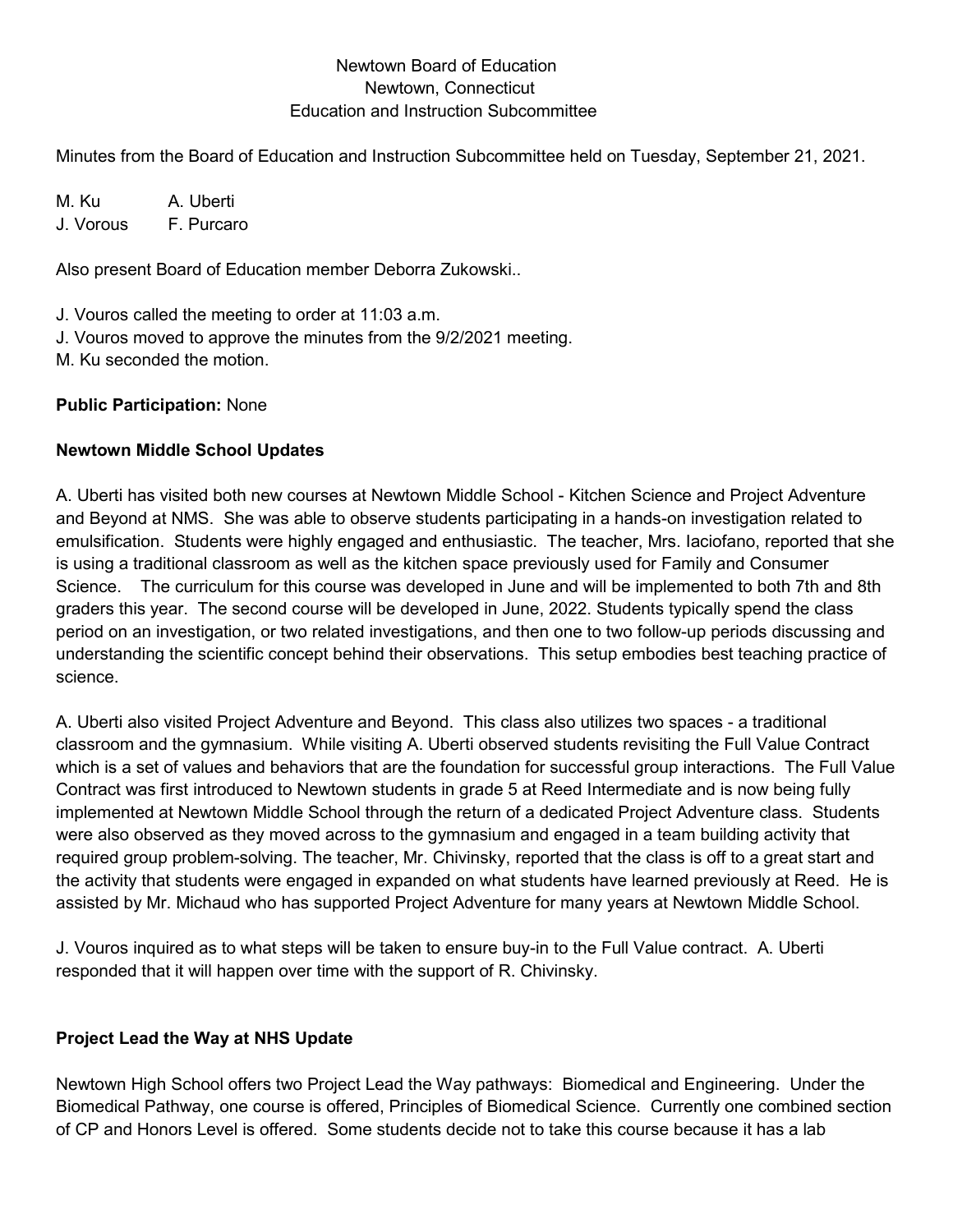Newtown Board of Education
Newtown, Connecticut
Education and Instruction Subcommittee

Minutes from the Board of Education and Instruction Subcommittee held on Tuesday, September 21, 2021.

M. Ku  A. Uberti
J. Vorous  F. Purcaro

Also present Board of Education member Deborra Zukowski..

J. Vouros called the meeting to order at 11:03 a.m.
J. Vouros moved to approve the minutes from the 9/2/2021 meeting.
M. Ku seconded the motion.

**Public Participation:** None

**Newtown Middle School Updates**

A. Uberti has visited both new courses at Newtown Middle School - Kitchen Science and Project Adventure and Beyond at NMS. She was able to observe students participating in a hands-on investigation related to emulsification. Students were highly engaged and enthusiastic. The teacher, Mrs. Iaciofano, reported that she is using a traditional classroom as well as the kitchen space previously used for Family and Consumer Science. The curriculum for this course was developed in June and will be implemented to both 7th and 8th graders this year. The second course will be developed in June, 2022. Students typically spend the class period on an investigation, or two related investigations, and then one to two follow-up periods discussing and understanding the scientific concept behind their observations. This setup embodies best teaching practice of science.

A. Uberti also visited Project Adventure and Beyond. This class also utilizes two spaces - a traditional classroom and the gymnasium. While visiting A. Uberti observed students revisiting the Full Value Contract which is a set of values and behaviors that are the foundation for successful group interactions. The Full Value Contract was first introduced to Newtown students in grade 5 at Reed Intermediate and is now being fully implemented at Newtown Middle School through the return of a dedicated Project Adventure class. Students were also observed as they moved across to the gymnasium and engaged in a team building activity that required group problem-solving. The teacher, Mr. Chivinsky, reported that the class is off to a great start and the activity that students were engaged in expanded on what students have learned previously at Reed. He is assisted by Mr. Michaud who has supported Project Adventure for many years at Newtown Middle School.

J. Vouros inquired as to what steps will be taken to ensure buy-in to the Full Value contract. A. Uberti responded that it will happen over time with the support of R. Chivinsky.

**Project Lead the Way at NHS Update**

Newtown High School offers two Project Lead the Way pathways: Biomedical and Engineering. Under the Biomedical Pathway, one course is offered, Principles of Biomedical Science. Currently one combined section of CP and Honors Level is offered. Some students decide not to take this course because it has a lab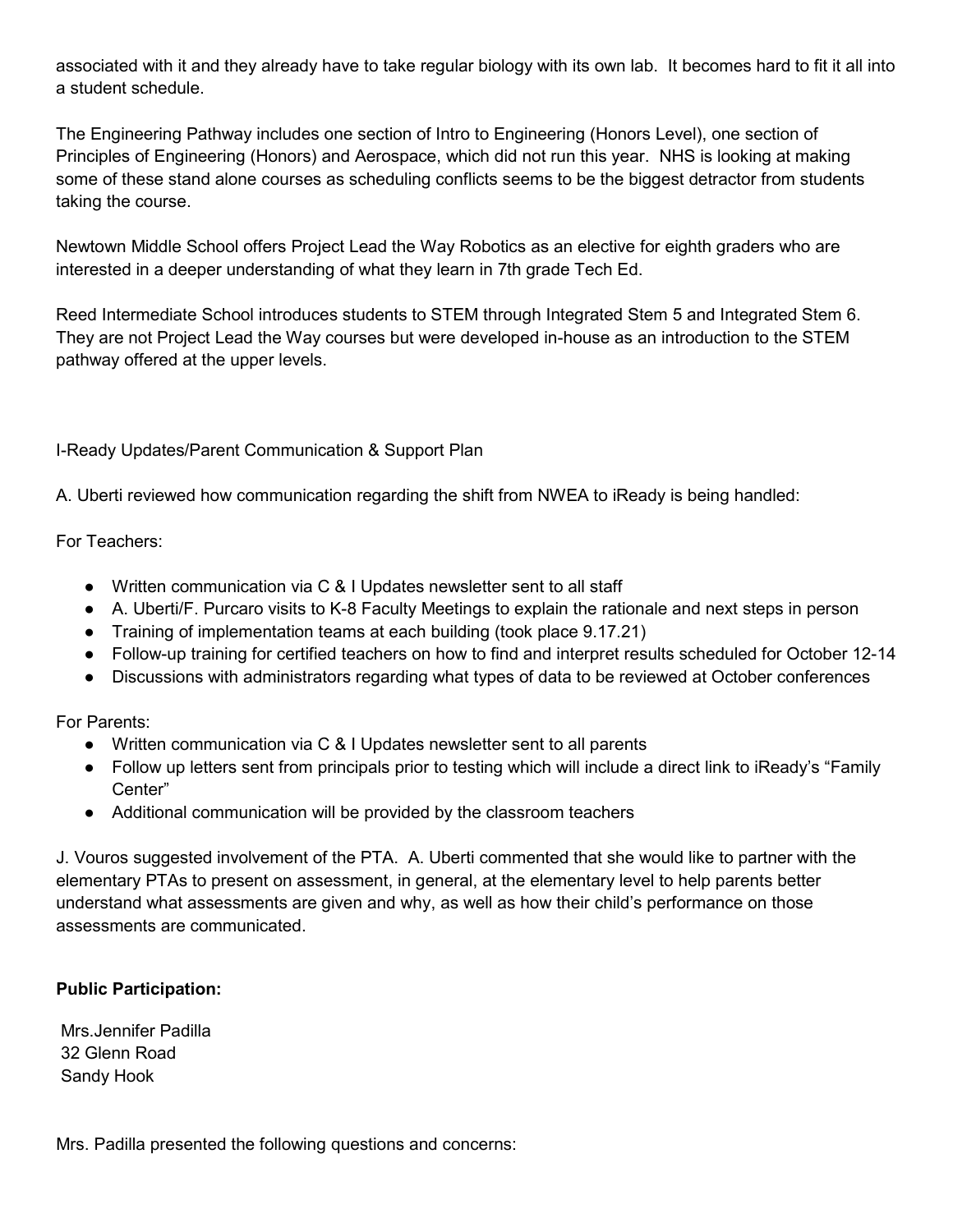associated with it and they already have to take regular biology with its own lab.  It becomes hard to fit it all into a student schedule.

The Engineering Pathway includes one section of Intro to Engineering (Honors Level), one section of Principles of Engineering (Honors) and Aerospace, which did not run this year.  NHS is looking at making some of these stand alone courses as scheduling conflicts seems to be the biggest detractor from students taking the course.

Newtown Middle School offers Project Lead the Way Robotics as an elective for eighth graders who are interested in a deeper understanding of what they learn in 7th grade Tech Ed.

Reed Intermediate School introduces students to STEM through Integrated Stem 5 and Integrated Stem 6. They are not Project Lead the Way courses but were developed in-house as an introduction to the STEM pathway offered at the upper levels.

I-Ready Updates/Parent Communication & Support Plan

A. Uberti reviewed how communication regarding the shift from NWEA to iReady is being handled:

For Teachers:

- Written communication via C & I Updates newsletter sent to all staff
- A. Uberti/F. Purcaro visits to K-8 Faculty Meetings to explain the rationale and next steps in person
- Training of implementation teams at each building (took place 9.17.21)
- Follow-up training for certified teachers on how to find and interpret results scheduled for October 12-14
- Discussions with administrators regarding what types of data to be reviewed at October conferences

For Parents:

- Written communication via C & I Updates newsletter sent to all parents
- Follow up letters sent from principals prior to testing which will include a direct link to iReady's "Family Center"
- Additional communication will be provided by the classroom teachers

J. Vouros suggested involvement of the PTA.  A. Uberti commented that she would like to partner with the elementary PTAs to present on assessment, in general, at the elementary level to help parents better understand what assessments are given and why, as well as how their child's performance on those assessments are communicated.

**Public Participation:**

Mrs.Jennifer Padilla
32 Glenn Road
Sandy Hook

Mrs. Padilla presented the following questions and concerns: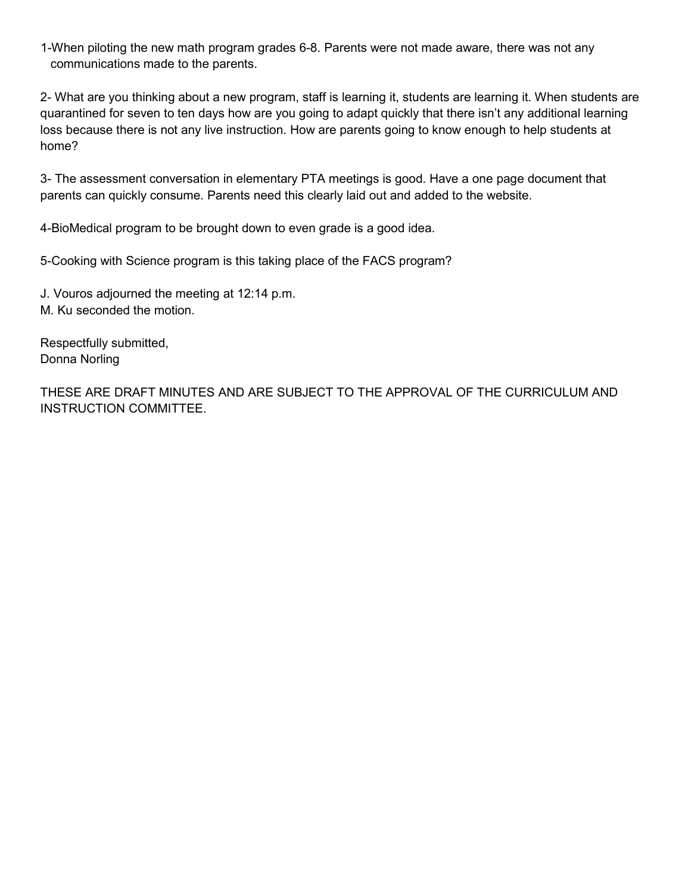1-When piloting the new math program grades 6-8. Parents were not made aware, there was not any communications made to the parents.

2- What are you thinking about a new program, staff is learning it, students are learning it. When students are quarantined for seven to ten days how are you going to adapt quickly that there isn't any additional learning loss because there is not any live instruction. How are parents going to know enough to help students at home?

3- The assessment conversation in elementary PTA meetings is good. Have a one page document that parents can quickly consume. Parents need this clearly laid out and added to the website.

4-BioMedical program to be brought down to even grade is a good idea.

5-Cooking with Science program is this taking place of the FACS program?

J. Vouros adjourned the meeting at 12:14 p.m.
M. Ku seconded the motion.

Respectfully submitted,
Donna Norling

THESE ARE DRAFT MINUTES AND ARE SUBJECT TO THE APPROVAL OF THE CURRICULUM AND INSTRUCTION COMMITTEE.